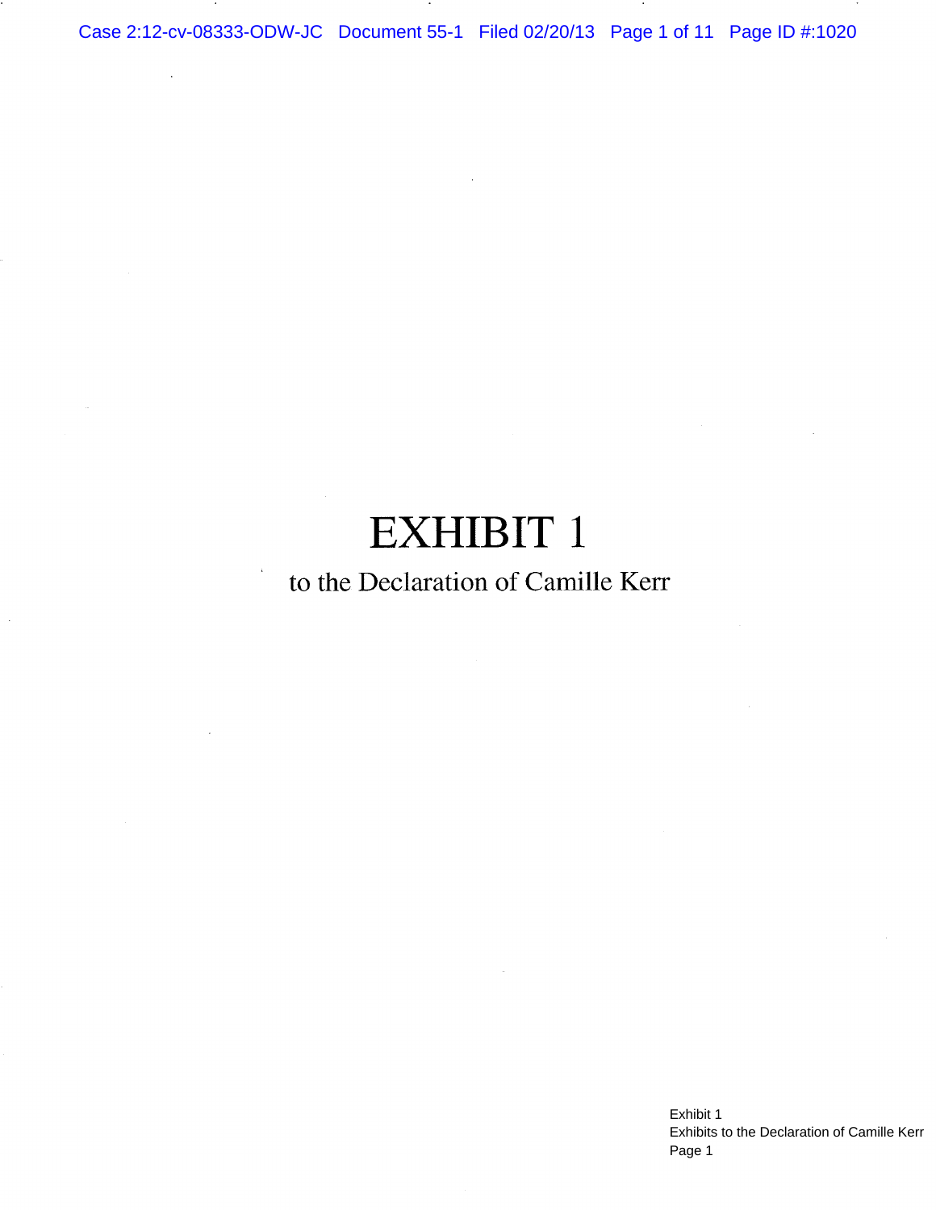# EXHIBIT 1

to the Declaration of Camille Kerr

Exhibit 1
Exhibits to the Declaration of Camille Kerr
Page 1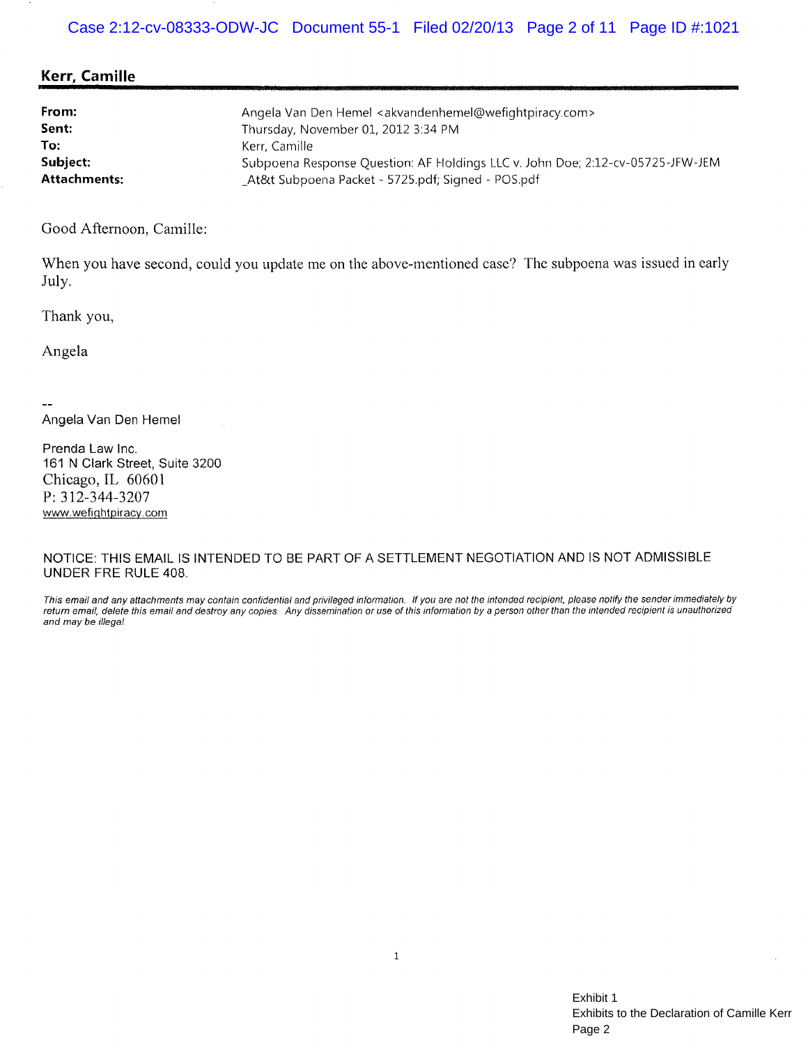## Kerr, Camille

| | |
|---|---|
| **From:** | Angela Van Den Hemel <akvandenhemel@wefightpiracy.com> |
| **Sent:** | Thursday, November 01, 2012 3:34 PM |
| **To:** | Kerr, Camille |
| **Subject:** | Subpoena Response Question: AF Holdings LLC v. John Doe; 2:12-cv-05725-JFW-JEM |
| **Attachments:** | _At&t Subpoena Packet - 5725.pdf; Signed - POS.pdf |

Good Afternoon, Camille:

When you have second, could you update me on the above-mentioned case? The subpoena was issued in early July.

Thank you,

Angela

--
Angela Van Den Hemel

Prenda Law Inc.
161 N Clark Street, Suite 3200
Chicago, IL 60601
P: 312-344-3207
www.wefightpiracy.com

NOTICE: THIS EMAIL IS INTENDED TO BE PART OF A SETTLEMENT NEGOTIATION AND IS NOT ADMISSIBLE UNDER FRE RULE 408.

*This email and any attachments may contain confidential and privileged information. If you are not the intended recipient, please notify the sender immediately by return email, delete this email and destroy any copies. Any dissemination or use of this information by a person other than the intended recipient is unauthorized and may be illegal.*

Exhibit 1
Exhibits to the Declaration of Camille Kerr
Page 2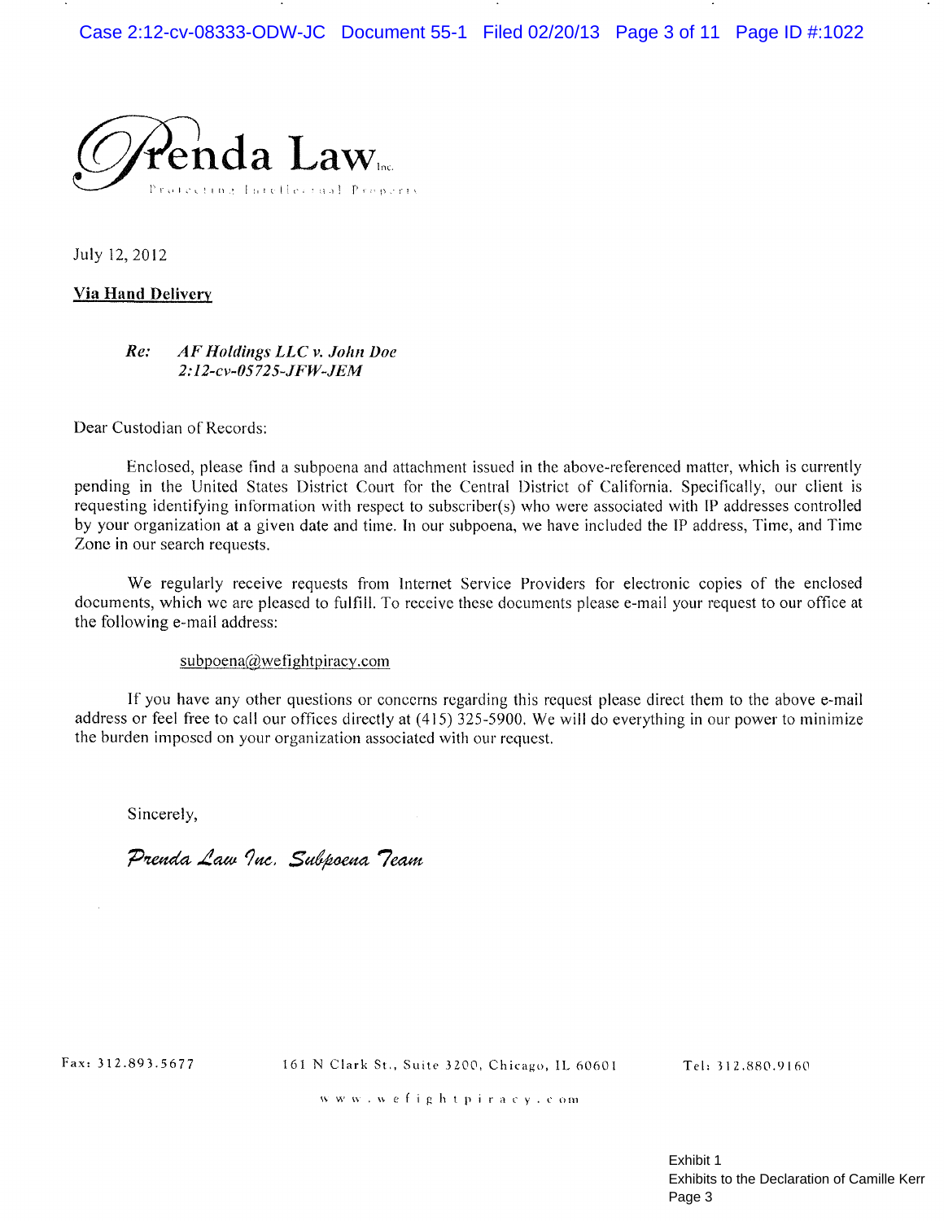**Prenda Law** Inc.

Protecting Intellectual Property

July 12, 2012

**Via Hand Delivery**

*Re: AF Holdings LLC v. John Doe*
*2:12-cv-05725-JFW-JEM*

Dear Custodian of Records:

Enclosed, please find a subpoena and attachment issued in the above-referenced matter, which is currently pending in the United States District Court for the Central District of California. Specifically, our client is requesting identifying information with respect to subscriber(s) who were associated with IP addresses controlled by your organization at a given date and time. In our subpoena, we have included the IP address, Time, and Time Zone in our search requests.

We regularly receive requests from Internet Service Providers for electronic copies of the enclosed documents, which we are pleased to fulfill. To receive these documents please e-mail your request to our office at the following e-mail address:

subpoena@wefightpiracy.com

If you have any other questions or concerns regarding this request please direct them to the above e-mail address or feel free to call our offices directly at (415) 325-5900. We will do everything in our power to minimize the burden imposed on your organization associated with our request.

Sincerely,

*Prenda Law Inc. Subpoena Team*

Fax: 312.893.5677 | 161 N Clark St., Suite 3200, Chicago, IL 60601 | Tel: 312.880.9160

www.wefightpiracy.com

Exhibit 1
Exhibits to the Declaration of Camille Kerr
Page 3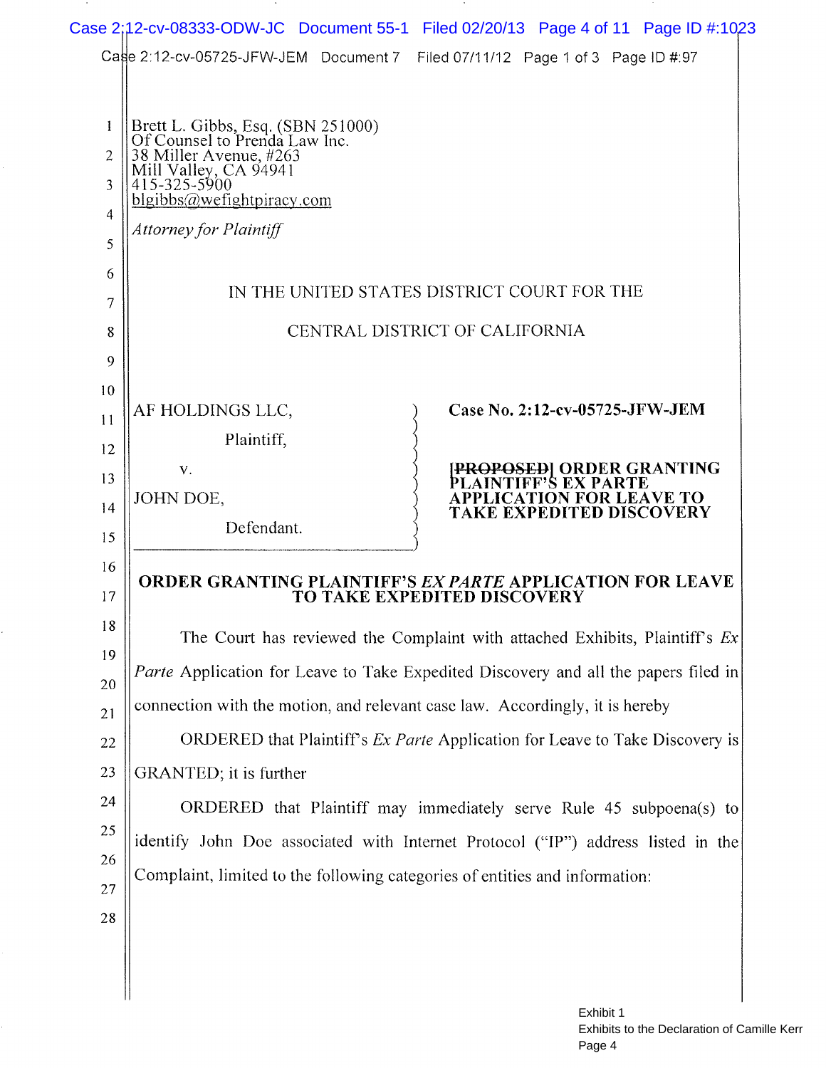Brett L. Gibbs, Esq. (SBN 251000)
Of Counsel to Prenda Law Inc.
38 Miller Avenue, #263
Mill Valley, CA 94941
415-325-5900
blgibbs@wefightpiracy.com

*Attorney for Plaintiff*

IN THE UNITED STATES DISTRICT COURT FOR THE

CENTRAL DISTRICT OF CALIFORNIA

| | |
|---|---|
| AF HOLDINGS LLC, Plaintiff, v. JOHN DOE, Defendant. | **Case No. 2:12-cv-05725-JFW-JEM** **~~[PROPOSED]~~ ORDER GRANTING PLAINTIFF'S EX PARTE APPLICATION FOR LEAVE TO TAKE EXPEDITED DISCOVERY** |

**ORDER GRANTING PLAINTIFF'S *EX PARTE* APPLICATION FOR LEAVE TO TAKE EXPEDITED DISCOVERY**

The Court has reviewed the Complaint with attached Exhibits, Plaintiff's *Ex Parte* Application for Leave to Take Expedited Discovery and all the papers filed in connection with the motion, and relevant case law. Accordingly, it is hereby

ORDERED that Plaintiff's *Ex Parte* Application for Leave to Take Discovery is GRANTED; it is further

ORDERED that Plaintiff may immediately serve Rule 45 subpoena(s) to identify John Doe associated with Internet Protocol ("IP") address listed in the Complaint, limited to the following categories of entities and information:

Exhibit 1
Exhibits to the Declaration of Camille Kerr
Page 4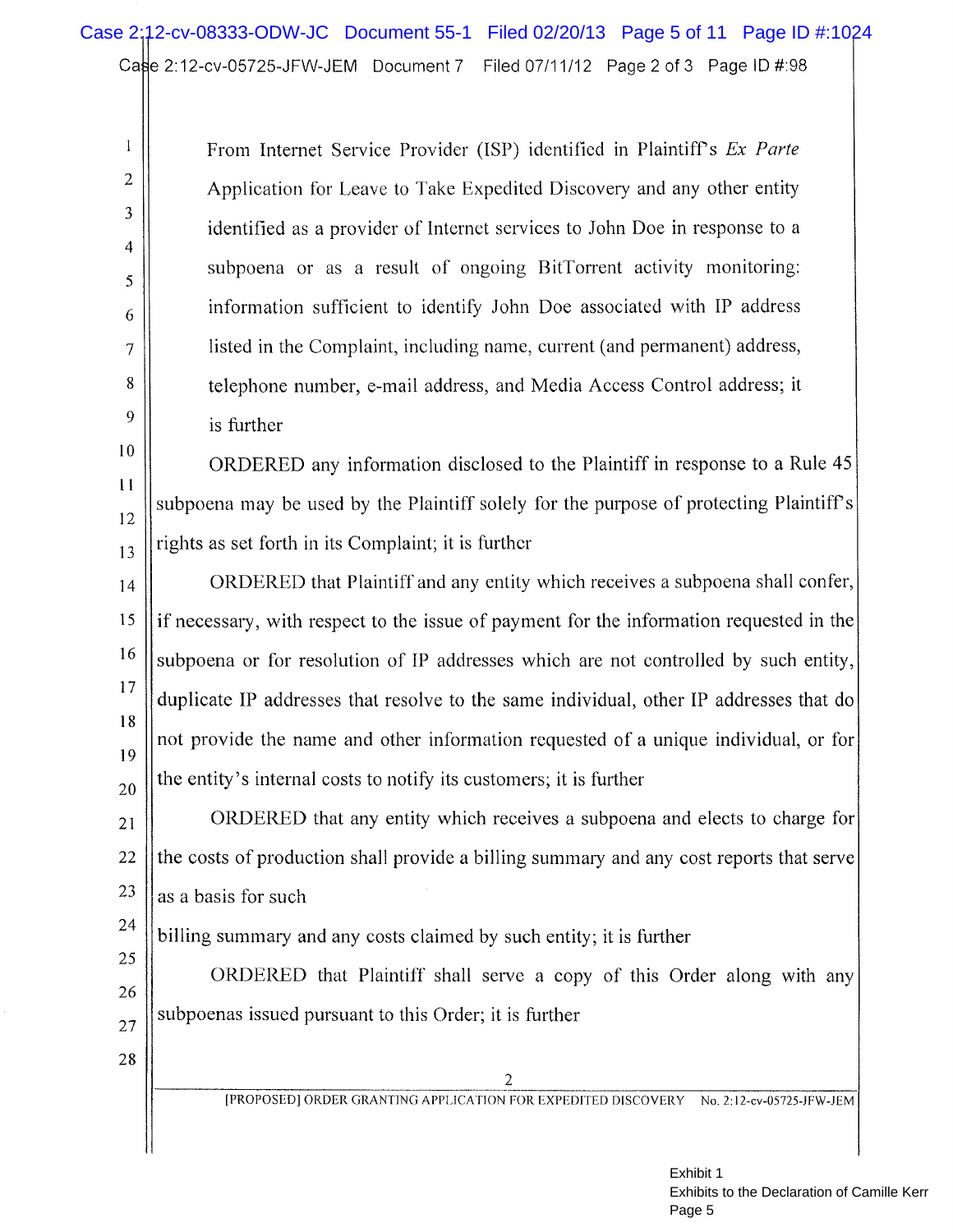From Internet Service Provider (ISP) identified in Plaintiff's *Ex Parte* Application for Leave to Take Expedited Discovery and any other entity identified as a provider of Internet services to John Doe in response to a subpoena or as a result of ongoing BitTorrent activity monitoring: information sufficient to identify John Doe associated with IP address listed in the Complaint, including name, current (and permanent) address, telephone number, e-mail address, and Media Access Control address; it is further

ORDERED any information disclosed to the Plaintiff in response to a Rule 45 subpoena may be used by the Plaintiff solely for the purpose of protecting Plaintiff's rights as set forth in its Complaint; it is further

ORDERED that Plaintiff and any entity which receives a subpoena shall confer, if necessary, with respect to the issue of payment for the information requested in the subpoena or for resolution of IP addresses which are not controlled by such entity, duplicate IP addresses that resolve to the same individual, other IP addresses that do not provide the name and other information requested of a unique individual, or for the entity's internal costs to notify its customers; it is further

ORDERED that any entity which receives a subpoena and elects to charge for the costs of production shall provide a billing summary and any cost reports that serve as a basis for such

billing summary and any costs claimed by such entity; it is further

ORDERED that Plaintiff shall serve a copy of this Order along with any subpoenas issued pursuant to this Order; it is further

[PROPOSED] ORDER GRANTING APPLICATION FOR EXPEDITED DISCOVERY No. 2:12-cv-05725-JFW-JEM

Exhibit 1
Exhibits to the Declaration of Camille Kerr
Page 5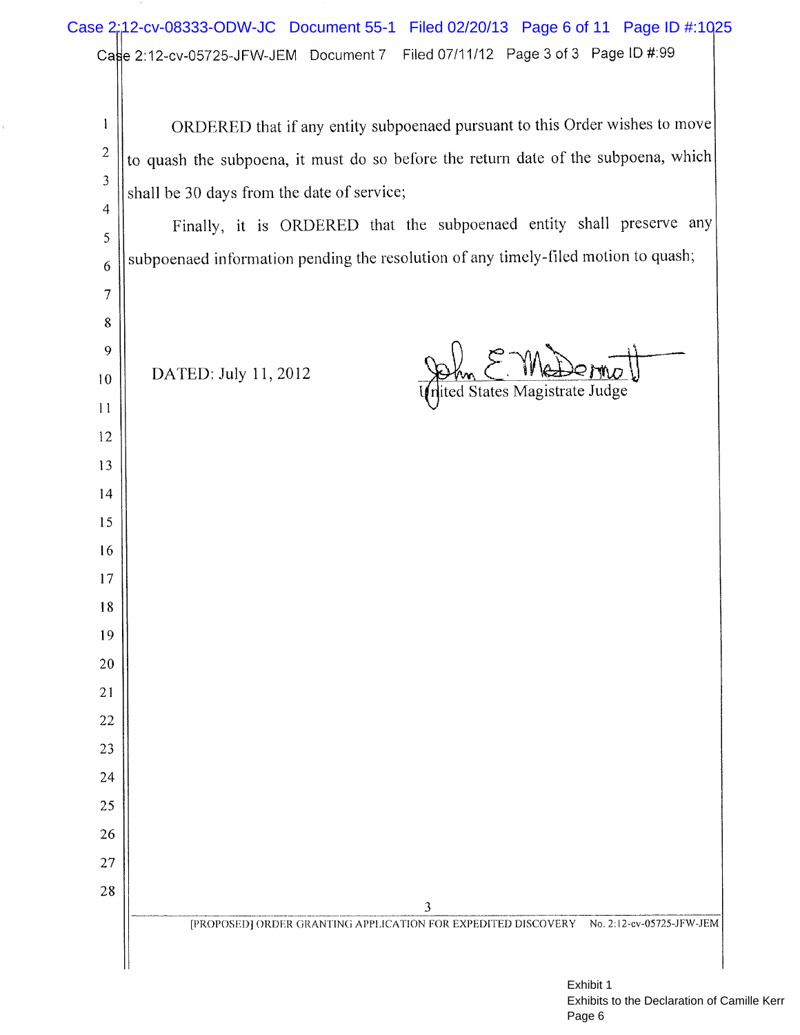ORDERED that if any entity subpoenaed pursuant to this Order wishes to move to quash the subpoena, it must do so before the return date of the subpoena, which shall be 30 days from the date of service;

Finally, it is ORDERED that the subpoenaed entity shall preserve any subpoenaed information pending the resolution of any timely-filed motion to quash;

DATED: July 11, 2012

John E. McDermott
United States Magistrate Judge

[PROPOSED] ORDER GRANTING APPLICATION FOR EXPEDITED DISCOVERY No. 2:12-cv-05725-JFW-JEM

Exhibit 1
Exhibits to the Declaration of Camille Kerr
Page 6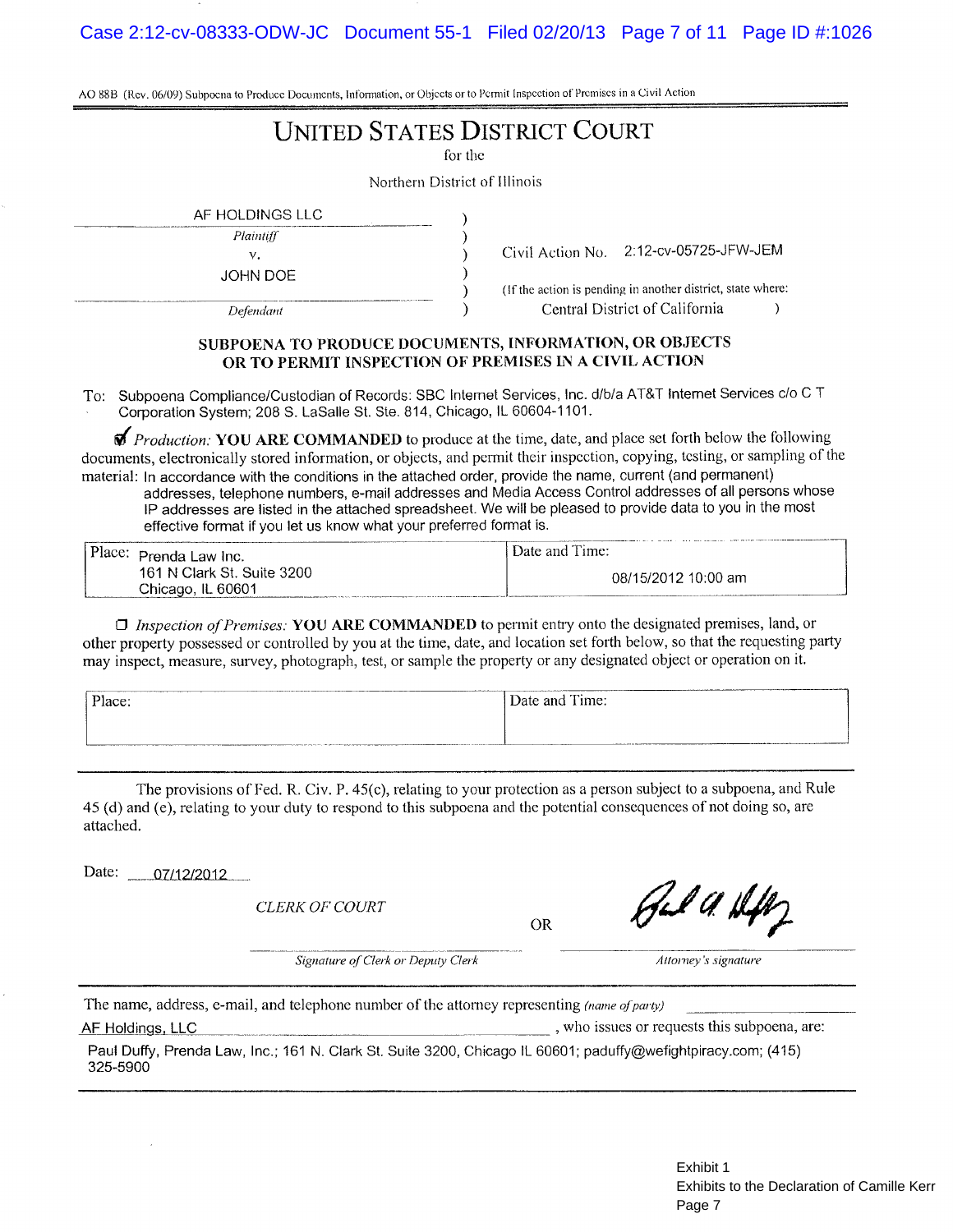AO 88B (Rev. 06/09) Subpoena to Produce Documents, Information, or Objects or to Permit Inspection of Premises in a Civil Action

# UNITED STATES DISTRICT COURT

for the

Northern District of Illinois

AF HOLDINGS LLC
*Plaintiff*
v.
JOHN DOE
*Defendant*

Civil Action No. 2:12-cv-05725-JFW-JEM

(If the action is pending in another district, state where: Central District of California )

## SUBPOENA TO PRODUCE DOCUMENTS, INFORMATION, OR OBJECTS OR TO PERMIT INSPECTION OF PREMISES IN A CIVIL ACTION

To: Subpoena Compliance/Custodian of Records: SBC Internet Services, Inc. d/b/a AT&T Internet Services c/o C T Corporation System; 208 S. LaSalle St. Ste. 814, Chicago, IL 60604-1101.

☑ *Production:* **YOU ARE COMMANDED** to produce at the time, date, and place set forth below the following documents, electronically stored information, or objects, and permit their inspection, copying, testing, or sampling of the material: In accordance with the conditions in the attached order, provide the name, current (and permanent) addresses, telephone numbers, e-mail addresses and Media Access Control addresses of all persons whose IP addresses are listed in the attached spreadsheet. We will be pleased to provide data to you in the most effective format if you let us know what your preferred format is.

| Place: Prenda Law Inc. 161 N Clark St. Suite 3200 Chicago, IL 60601 | Date and Time: 08/15/2012 10:00 am |
|---|---|

☐ *Inspection of Premises:* **YOU ARE COMMANDED** to permit entry onto the designated premises, land, or other property possessed or controlled by you at the time, date, and location set forth below, so that the requesting party may inspect, measure, survey, photograph, test, or sample the property or any designated object or operation on it.

| Place: | Date and Time: |
|---|---|

The provisions of Fed. R. Civ. P. 45(c), relating to your protection as a person subject to a subpoena, and Rule 45 (d) and (e), relating to your duty to respond to this subpoena and the potential consequences of not doing so, are attached.

Date: 07/12/2012

*CLERK OF COURT*

_______________________
*Signature of Clerk or Deputy Clerk*

OR

[signature]
*Attorney's signature*

The name, address, e-mail, and telephone number of the attorney representing *(name of party)* AF Holdings, LLC, who issues or requests this subpoena, are:

Paul Duffy, Prenda Law, Inc.; 161 N. Clark St. Suite 3200, Chicago IL 60601; paduffy@wefightpiracy.com; (415) 325-5900

Exhibit 1
Exhibits to the Declaration of Camille Kerr
Page 7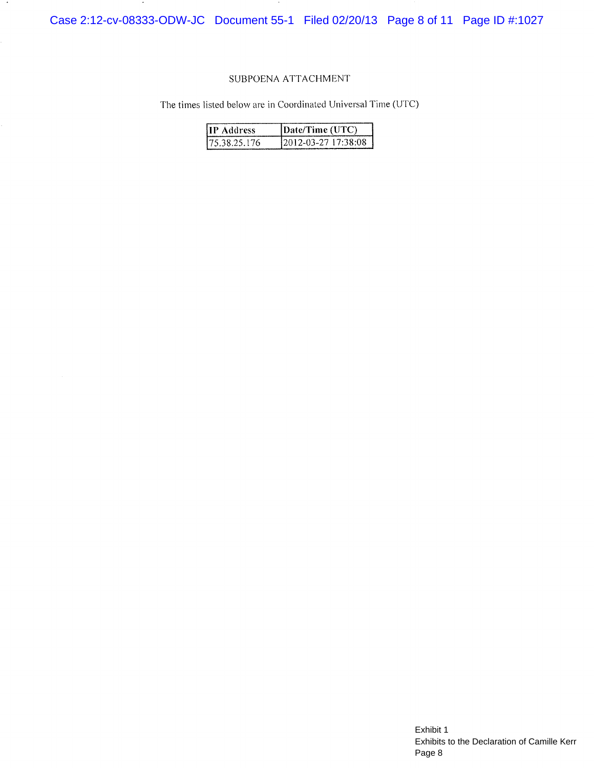SUBPOENA ATTACHMENT

The times listed below are in Coordinated Universal Time (UTC)

| IP Address | Date/Time (UTC) |
| --- | --- |
| 75.38.25.176 | 2012-03-27 17:38:08 |

Exhibit 1
Exhibits to the Declaration of Camille Kerr
Page 8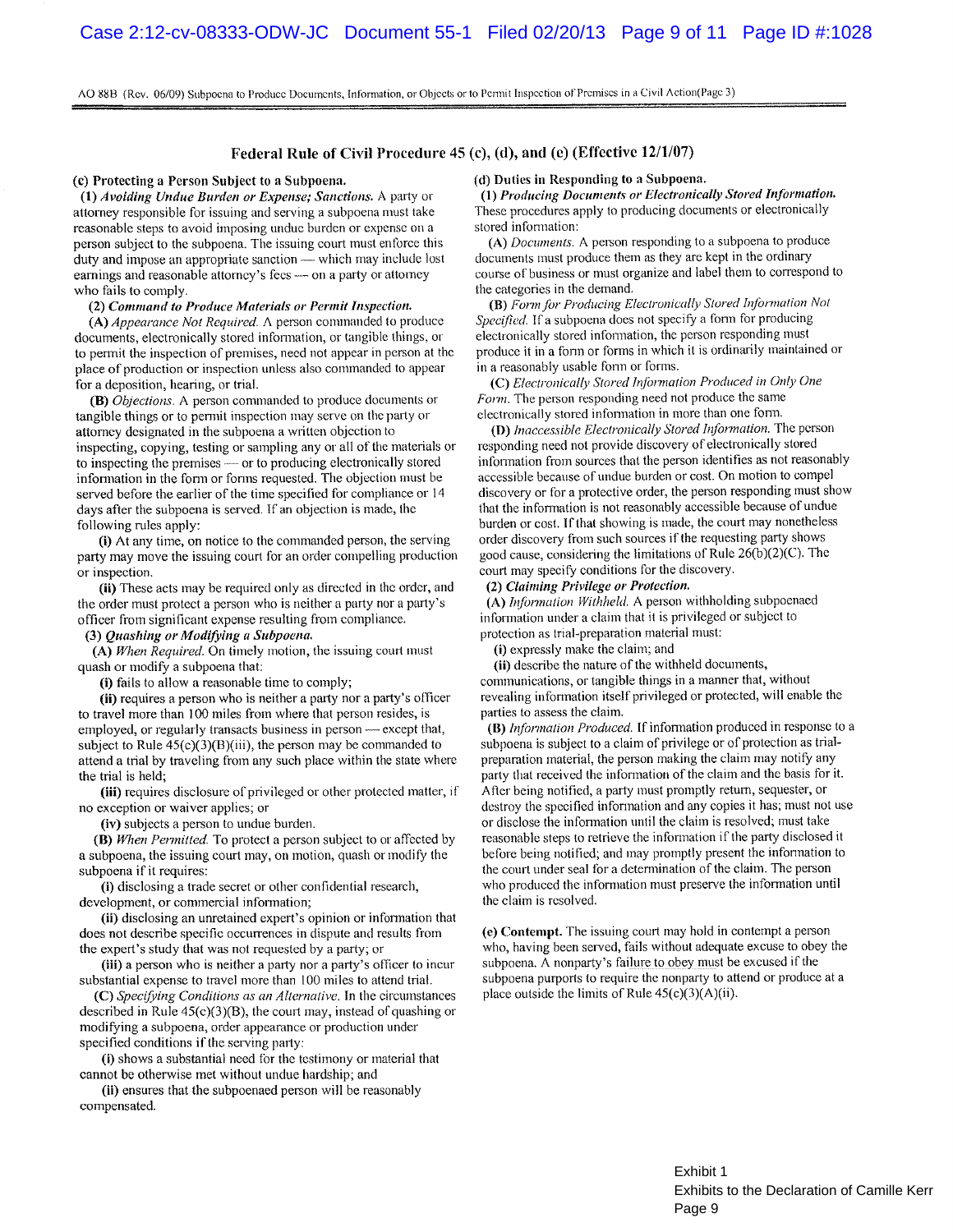AO 88B (Rev. 06/09) Subpoena to Produce Documents, Information, or Objects or to Permit Inspection of Premises in a Civil Action(Page 3)

## Federal Rule of Civil Procedure 45 (c), (d), and (e) (Effective 12/1/07)

**(c) Protecting a Person Subject to a Subpoena.**

**(1)** ***Avoiding Undue Burden or Expense; Sanctions.*** A party or attorney responsible for issuing and serving a subpoena must take reasonable steps to avoid imposing undue burden or expense on a person subject to the subpoena. The issuing court must enforce this duty and impose an appropriate sanction — which may include lost earnings and reasonable attorney's fees — on a party or attorney who fails to comply.

**(2)** ***Command to Produce Materials or Permit Inspection.***

**(A)** *Appearance Not Required.* A person commanded to produce documents, electronically stored information, or tangible things, or to permit the inspection of premises, need not appear in person at the place of production or inspection unless also commanded to appear for a deposition, hearing, or trial.

**(B)** *Objections.* A person commanded to produce documents or tangible things or to permit inspection may serve on the party or attorney designated in the subpoena a written objection to inspecting, copying, testing or sampling any or all of the materials or to inspecting the premises — or to producing electronically stored information in the form or forms requested. The objection must be served before the earlier of the time specified for compliance or 14 days after the subpoena is served. If an objection is made, the following rules apply:

**(i)** At any time, on notice to the commanded person, the serving party may move the issuing court for an order compelling production or inspection.

**(ii)** These acts may be required only as directed in the order, and the order must protect a person who is neither a party nor a party's officer from significant expense resulting from compliance.

**(3)** ***Quashing or Modifying a Subpoena.***

**(A)** *When Required.* On timely motion, the issuing court must quash or modify a subpoena that:

**(i)** fails to allow a reasonable time to comply;

**(ii)** requires a person who is neither a party nor a party's officer to travel more than 100 miles from where that person resides, is employed, or regularly transacts business in person — except that, subject to Rule 45(c)(3)(B)(iii), the person may be commanded to attend a trial by traveling from any such place within the state where the trial is held;

**(iii)** requires disclosure of privileged or other protected matter, if no exception or waiver applies; or

**(iv)** subjects a person to undue burden.

**(B)** *When Permitted.* To protect a person subject to or affected by a subpoena, the issuing court may, on motion, quash or modify the subpoena if it requires:

**(i)** disclosing a trade secret or other confidential research, development, or commercial information;

**(ii)** disclosing an unretained expert's opinion or information that does not describe specific occurrences in dispute and results from the expert's study that was not requested by a party; or

**(iii)** a person who is neither a party nor a party's officer to incur substantial expense to travel more than 100 miles to attend trial.

**(C)** *Specifying Conditions as an Alternative.* In the circumstances described in Rule 45(c)(3)(B), the court may, instead of quashing or modifying a subpoena, order appearance or production under specified conditions if the serving party:

**(i)** shows a substantial need for the testimony or material that cannot be otherwise met without undue hardship; and

**(ii)** ensures that the subpoenaed person will be reasonably compensated.

**(d) Duties in Responding to a Subpoena.**

**(1)** ***Producing Documents or Electronically Stored Information.*** These procedures apply to producing documents or electronically stored information:

**(A)** *Documents.* A person responding to a subpoena to produce documents must produce them as they are kept in the ordinary course of business or must organize and label them to correspond to the categories in the demand.

**(B)** *Form for Producing Electronically Stored Information Not Specified.* If a subpoena does not specify a form for producing electronically stored information, the person responding must produce it in a form or forms in which it is ordinarily maintained or in a reasonably usable form or forms.

**(C)** *Electronically Stored Information Produced in Only One Form.* The person responding need not produce the same electronically stored information in more than one form.

**(D)** *Inaccessible Electronically Stored Information.* The person responding need not provide discovery of electronically stored information from sources that the person identifies as not reasonably accessible because of undue burden or cost. On motion to compel discovery or for a protective order, the person responding must show that the information is not reasonably accessible because of undue burden or cost. If that showing is made, the court may nonetheless order discovery from such sources if the requesting party shows good cause, considering the limitations of Rule 26(b)(2)(C). The court may specify conditions for the discovery.

**(2)** ***Claiming Privilege or Protection.***

**(A)** *Information Withheld.* A person withholding subpoenaed information under a claim that it is privileged or subject to protection as trial-preparation material must:

**(i)** expressly make the claim; and

**(ii)** describe the nature of the withheld documents, communications, or tangible things in a manner that, without revealing information itself privileged or protected, will enable the parties to assess the claim.

**(B)** *Information Produced.* If information produced in response to a subpoena is subject to a claim of privilege or of protection as trial-preparation material, the person making the claim may notify any party that received the information of the claim and the basis for it. After being notified, a party must promptly return, sequester, or destroy the specified information and any copies it has; must not use or disclose the information until the claim is resolved; must take reasonable steps to retrieve the information if the party disclosed it before being notified; and may promptly present the information to the court under seal for a determination of the claim. The person who produced the information must preserve the information until the claim is resolved.

**(e) Contempt.** The issuing court may hold in contempt a person who, having been served, fails without adequate excuse to obey the subpoena. A nonparty's failure to obey must be excused if the subpoena purports to require the nonparty to attend or produce at a place outside the limits of Rule 45(c)(3)(A)(ii).

Exhibit 1
Exhibits to the Declaration of Camille Kerr
Page 9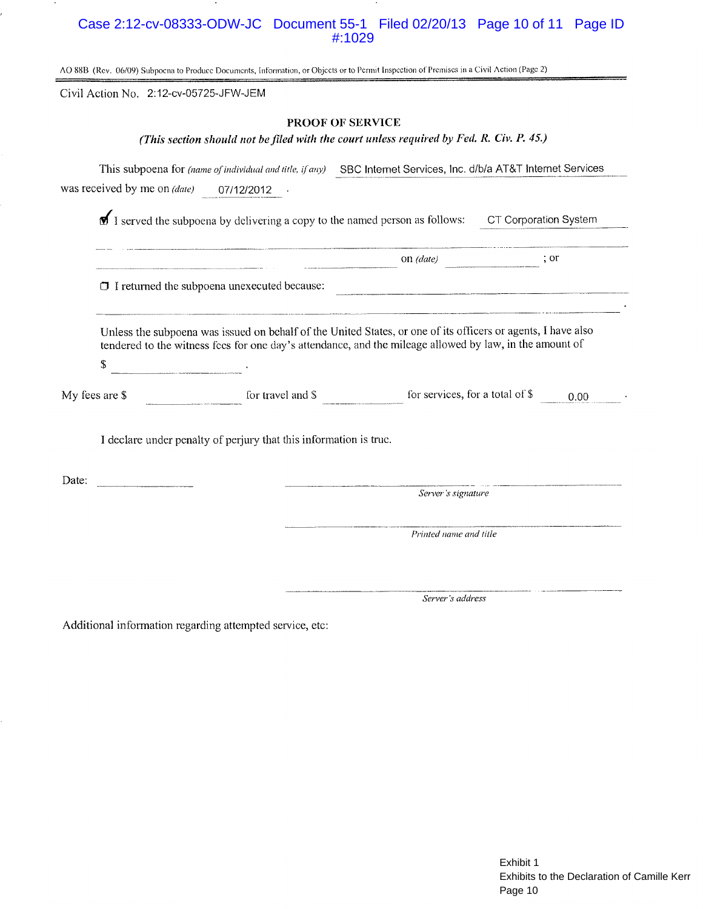AO 88B (Rev. 06/09) Subpoena to Produce Documents, Information, or Objects or to Permit Inspection of Premises in a Civil Action (Page 2)

Civil Action No. 2:12-cv-05725-JFW-JEM

## PROOF OF SERVICE

***(This section should not be filed with the court unless required by Fed. R. Civ. P. 45.)***

This subpoena for *(name of individual and title, if any)* SBC Internet Services, Inc. d/b/a AT&T Internet Services was received by me on *(date)* 07/12/2012 .

☑ I served the subpoena by delivering a copy to the named person as follows: CT Corporation System

______________________________ on *(date)* ______________ ; or

☐ I returned the subpoena unexecuted because: ______________________________

______________________________ .

Unless the subpoena was issued on behalf of the United States, or one of its officers or agents, I have also tendered to the witness fees for one day's attendance, and the mileage allowed by law, in the amount of

$ ______________ .

My fees are $ ______________ for travel and $ ______________ for services, for a total of $ 0.00 .

I declare under penalty of perjury that this information is true.

Date: ______________

______________________________
*Server's signature*

______________________________
*Printed name and title*

______________________________
*Server's address*

Additional information regarding attempted service, etc:

Exhibit 1
Exhibits to the Declaration of Camille Kerr
Page 10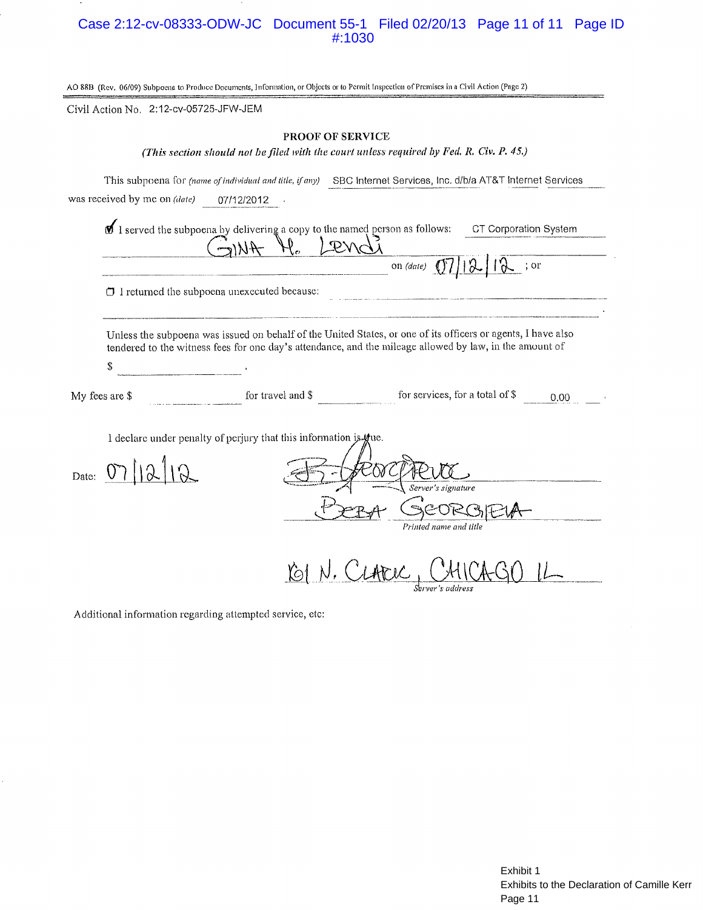AO 88B (Rev. 06/09) Subpoena to Produce Documents, Information, or Objects or to Permit Inspection of Premises in a Civil Action (Page 2)

Civil Action No. 2:12-cv-05725-JFW-JEM

## PROOF OF SERVICE

*(This section should not be filed with the court unless required by Fed. R. Civ. P. 45.)*

This subpoena for *(name of individual and title, if any)* SBC Internet Services, Inc. d/b/a AT&T Internet Services was received by me on *(date)* 07/12/2012 .

☑ I served the subpoena by delivering a copy to the named person as follows: CT Corporation System GINA M. LENDI on *(date)* 07/12/12 ; or

☐ I returned the subpoena unexecuted because:

Unless the subpoena was issued on behalf of the United States, or one of its officers or agents, I have also tendered to the witness fees for one day's attendance, and the mileage allowed by law, in the amount of

$ \_\_\_\_\_\_\_\_\_\_\_\_ .

My fees are $ \_\_\_\_\_\_ for travel and $ \_\_\_\_\_\_ for services, for a total of $ 0.00 .

I declare under penalty of perjury that this information is true.

Date: 07/12/12

[signature]
*Server's signature*

BEBA GEORGIEVA
*Printed name and title*

161 N. CLARK, CHICAGO IL
*Server's address*

Additional information regarding attempted service, etc:

Exhibit 1
Exhibits to the Declaration of Camille Kerr
Page 11